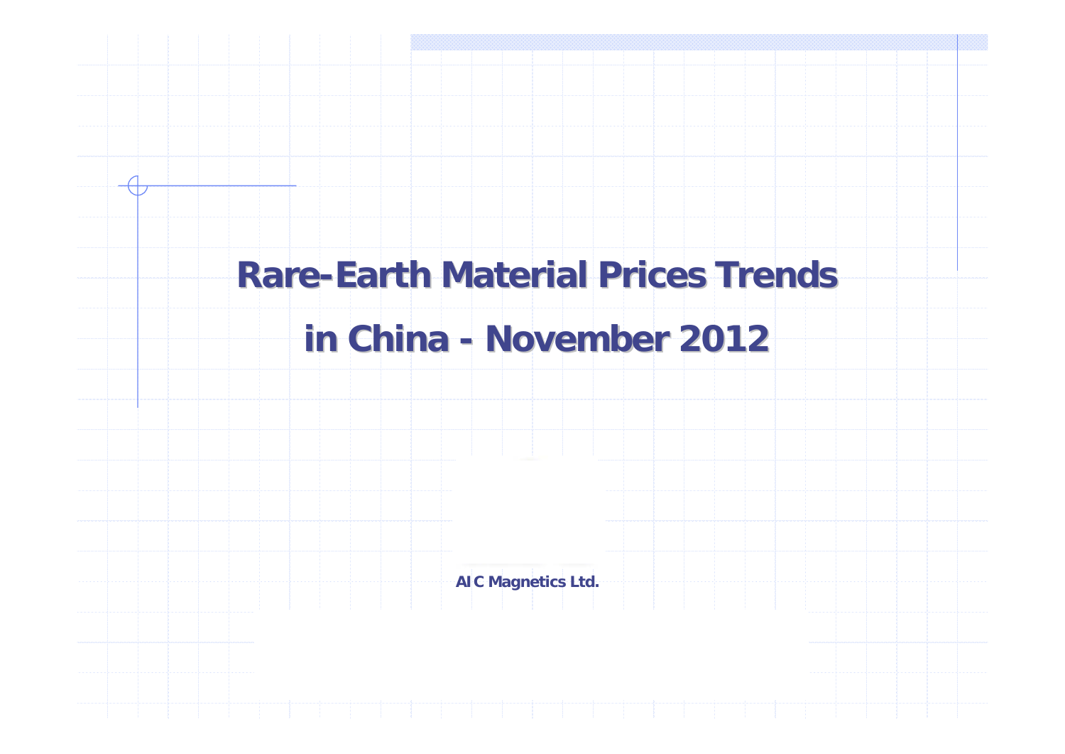# Rare-Earth Material Prices Trends in China - November 2012

AIC Magnetics Ltd.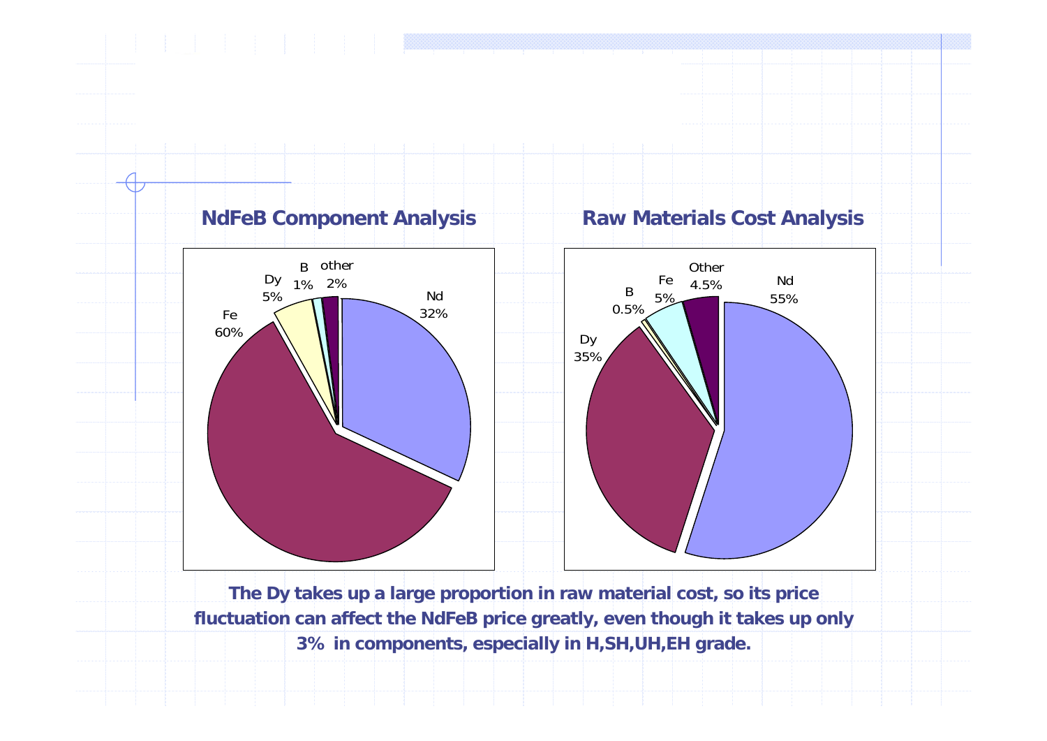## NdFeB Component Analysis

| Component | Share |
| --- | --- |
| Nd | 32% |
| Fe | 60% |
| Dy | 5% |
| B | 1% |
| other | 2% |

## Raw Materials Cost Analysis

| Component | Share |
| --- | --- |
| Nd | 55% |
| Dy | 35% |
| B | 0.5% |
| Fe | 5% |
| Other | 4.5% |

**The Dy takes up a large proportion in raw material cost, so its price fluctuation can affect the NdFeB price greatly, even though it takes up only 3% in components, especially in H,SH,UH,EH grade.**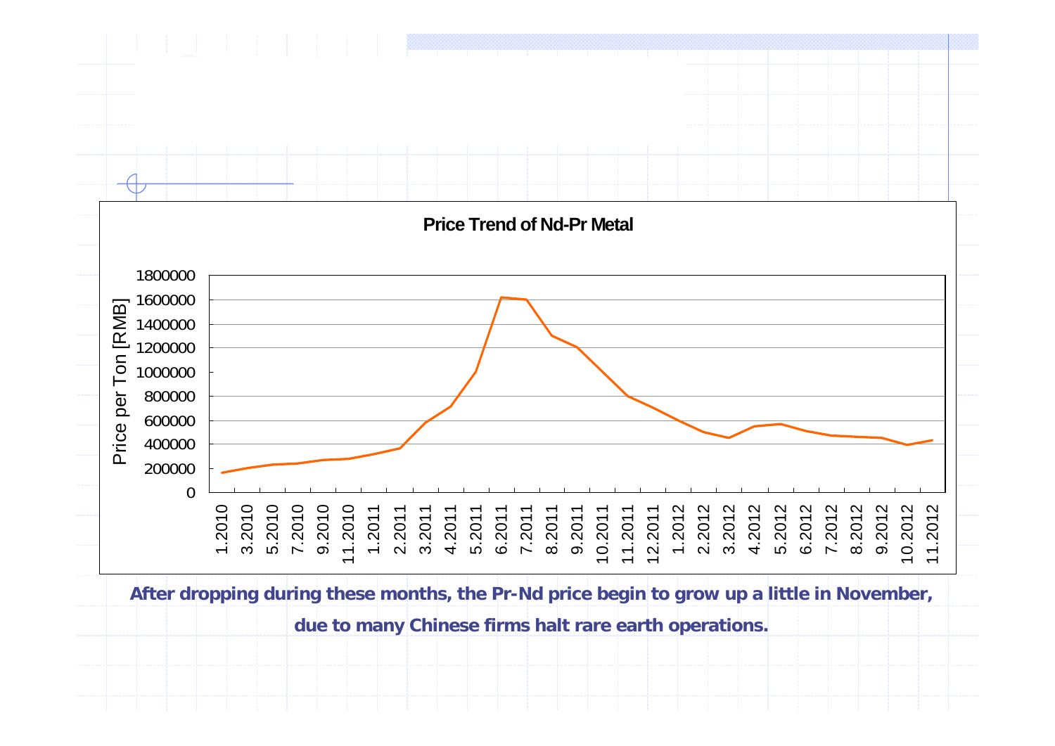**Price Trend of Nd-Pr Metal**

Price per Ton [RMB]

1800000
1600000
1400000
1200000
1000000
800000
600000
400000
200000
0

1.2010 3.2010 5.2010 7.2010 9.2010 11.2010 1.2011 2.2011 3.2011 4.2011 5.2011 6.2011 7.2011 8.2011 9.2011 10.2011 11.2011 12.2011 1.2012 2.2012 3.2012 4.2012 5.2012 6.2012 7.2012 8.2012 9.2012 10.2012 11.2012

**After dropping during these months, the Pr-Nd price begin to grow up a little in November, due to many Chinese firms halt rare earth operations.**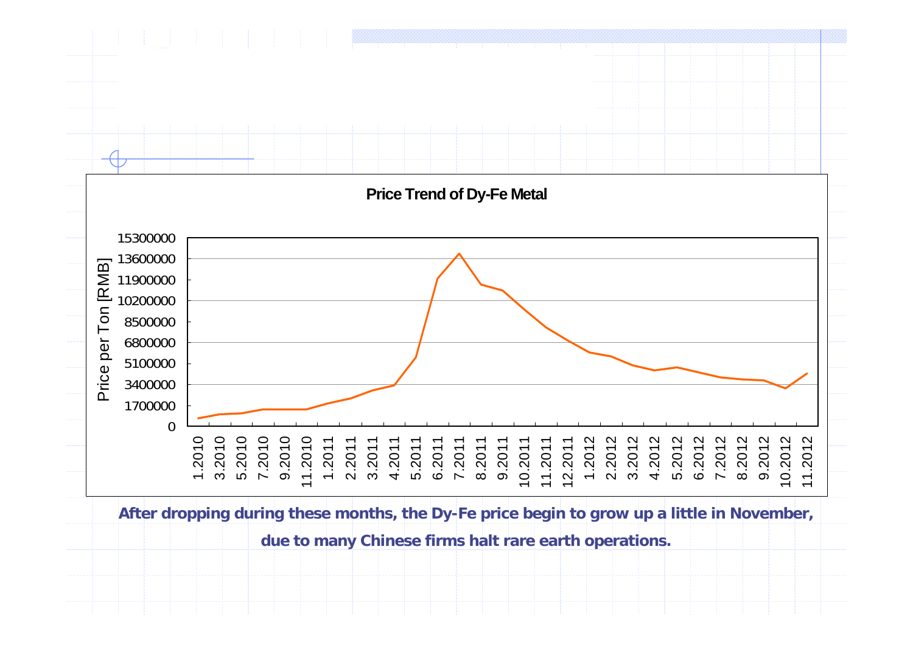**Price Trend of Dy-Fe Metal**

Price per Ton [RMB]

15300000
13600000
11900000
10200000
8500000
6800000
5100000
3400000
1700000
0

1.2010 3.2010 5.2010 7.2010 9.2010 11.2010 1.2011 2.2011 3.2011 4.2011 5.2011 6.2011 7.2011 8.2011 9.2011 10.2011 11.2011 12.2011 1.2012 2.2012 3.2012 4.2012 5.2012 6.2012 7.2012 8.2012 9.2012 10.2012 11.2012

**After dropping during these months, the Dy-Fe price begin to grow up a little in November, due to many Chinese firms halt rare earth operations.**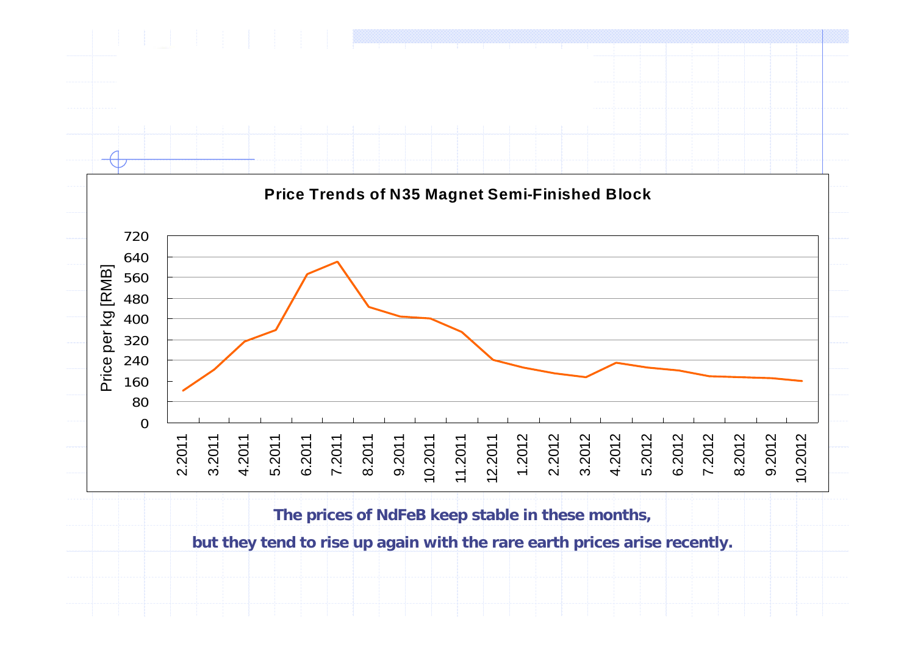**Price Trends of N35 Magnet Semi-Finished Block**

Price per kg [RMB]

720
640
560
480
400
320
240
160
80
0

2.2011 3.2011 4.2011 5.2011 6.2011 7.2011 8.2011 9.2011 10.2011 11.2011 12.2011 1.2012 2.2012 3.2012 4.2012 5.2012 6.2012 7.2012 8.2012 9.2012 10.2012

**The prices of NdFeB keep stable in these months,**

**but they tend to rise up again with the rare earth prices arise recently.**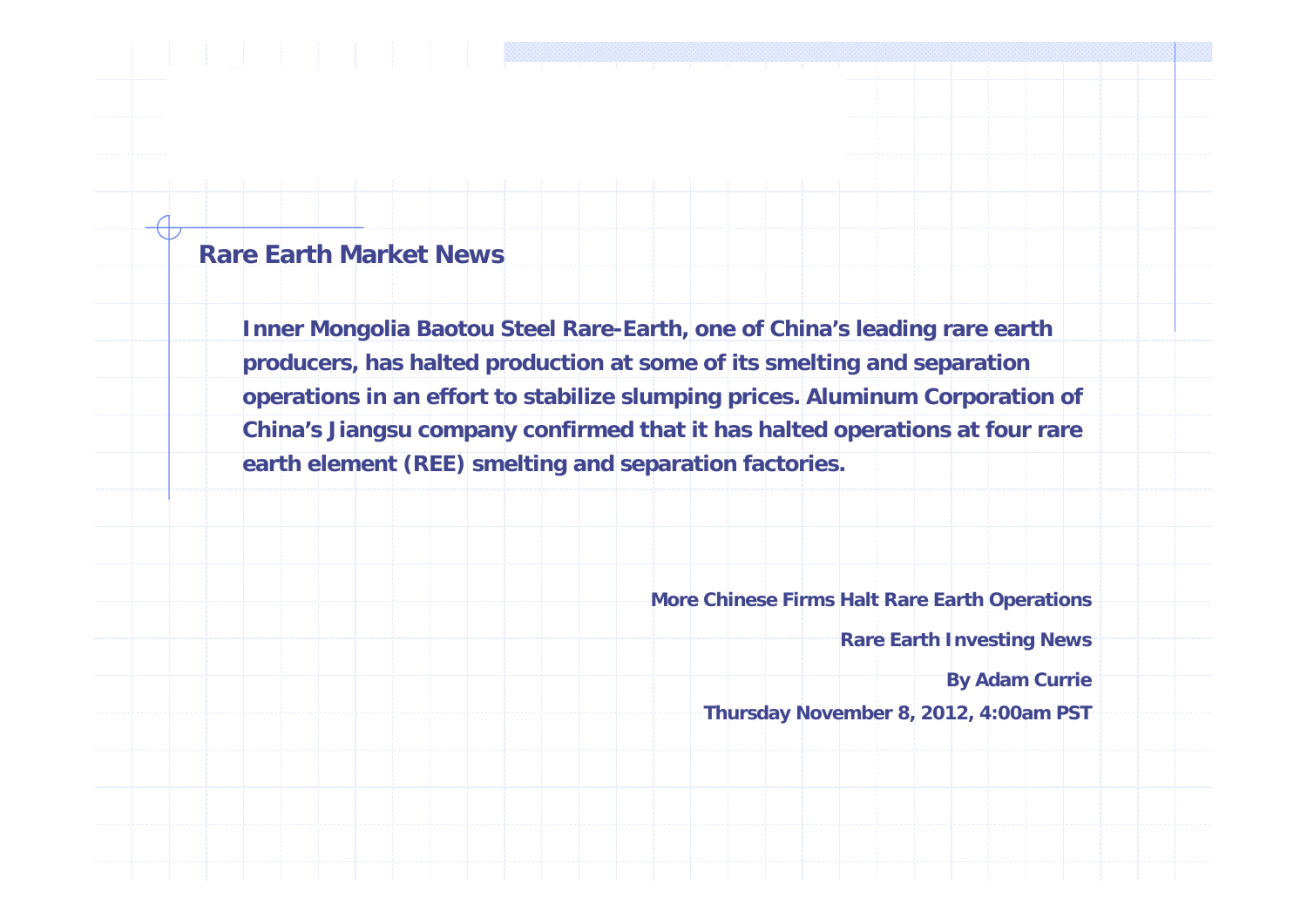## Rare Earth Market News

**Inner Mongolia Baotou Steel Rare-Earth, one of China's leading rare earth producers, has halted production at some of its smelting and separation operations in an effort to stabilize slumping prices. Aluminum Corporation of China's Jiangsu company confirmed that it has halted operations at four rare earth element (REE) smelting and separation factories.**

**More Chinese Firms Halt Rare Earth Operations**

**Rare Earth Investing News**

**By Adam Currie**

**Thursday November 8, 2012, 4:00am PST**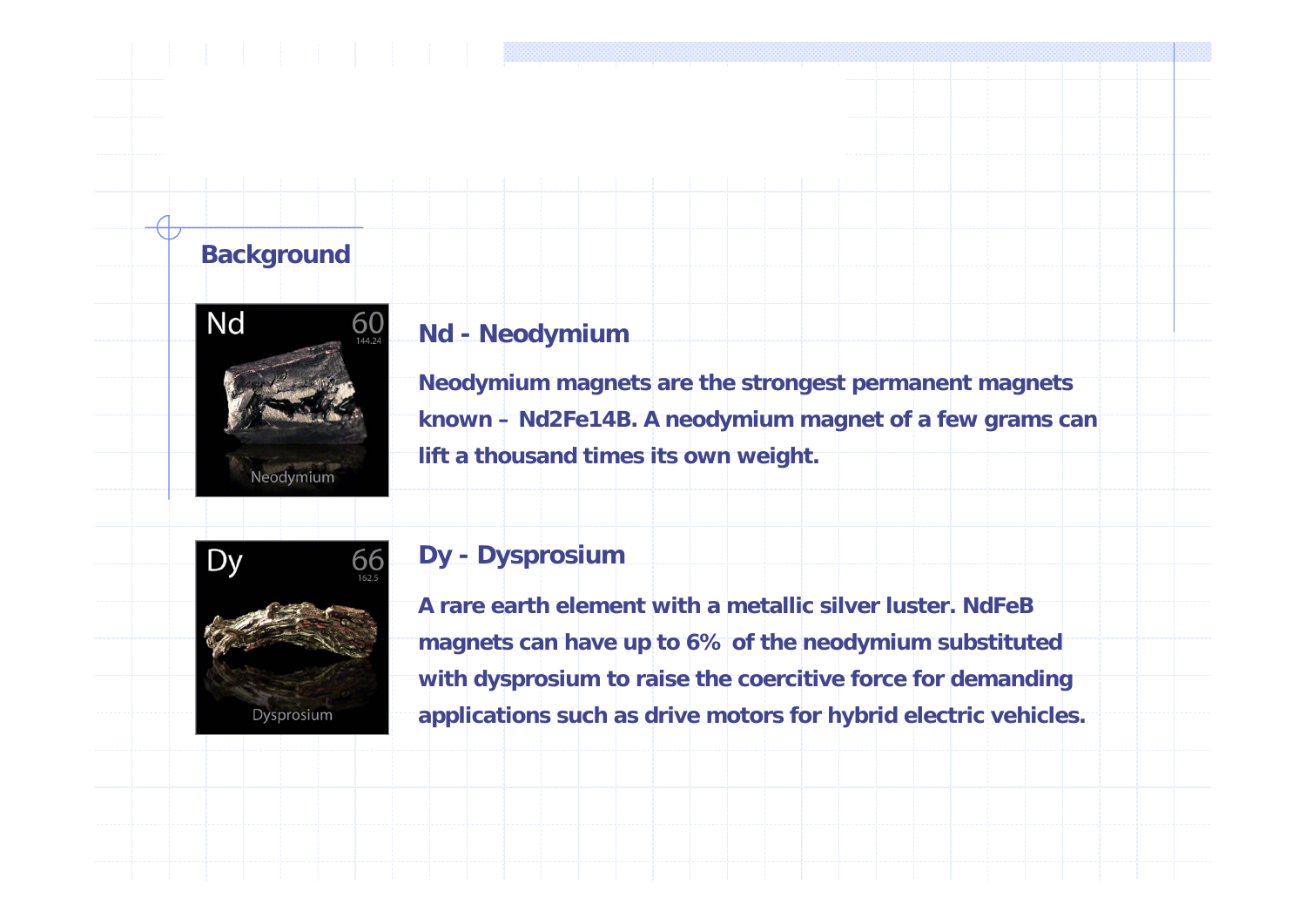## Background

### Nd - Neodymium

Neodymium magnets are the strongest permanent magnets known – $Nd_2Fe_{14}B$. A neodymium magnet of a few grams can lift a thousand times its own weight.

### Dy - Dysprosium

A rare earth element with a metallic silver luster. NdFeB magnets can have up to 6% of the neodymium substituted with dysprosium to raise the coercitive force for demanding applications such as drive motors for hybrid electric vehicles.